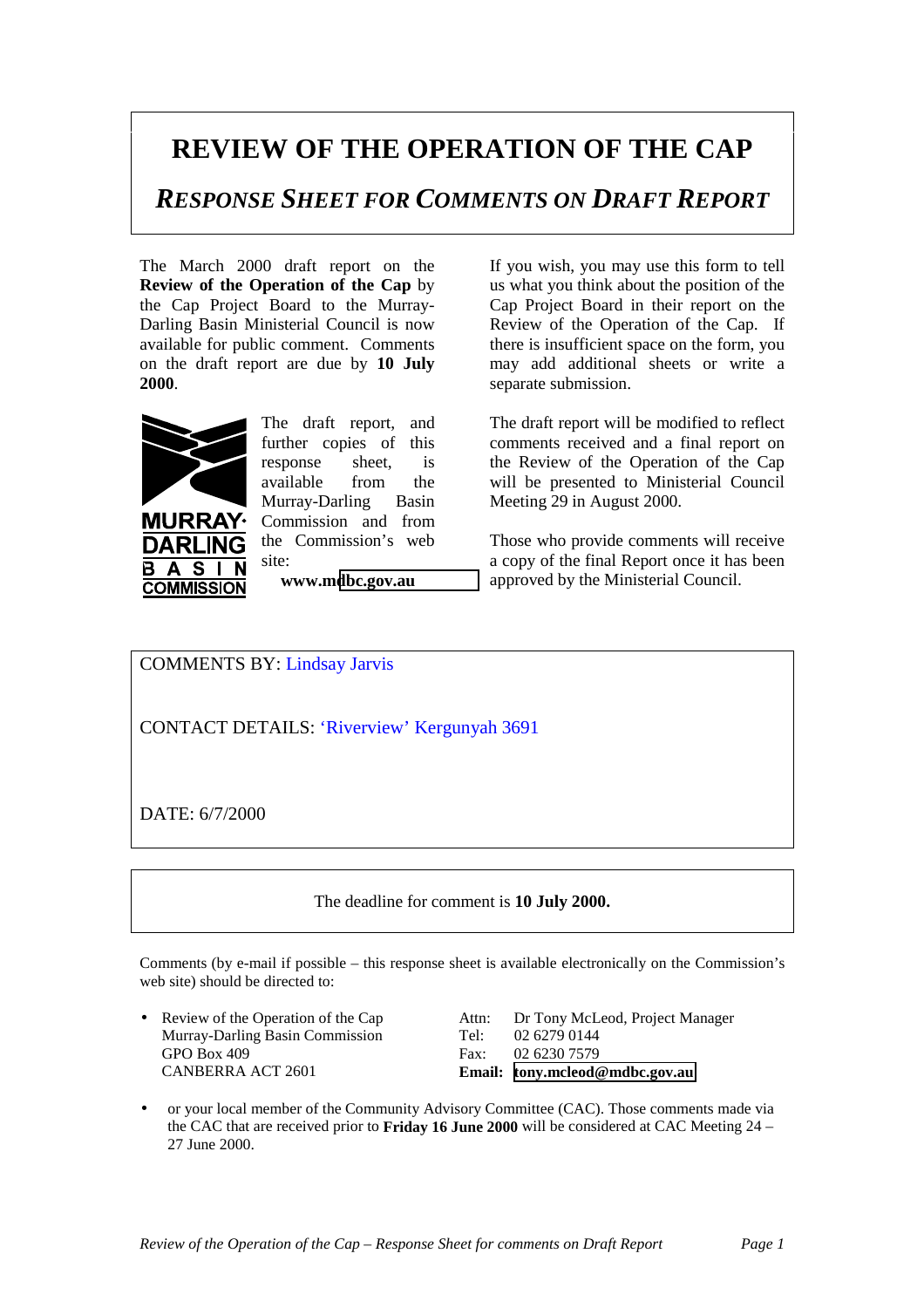# REVIEW OF THE OPERATION OF THE CAP

## *RESPONSE SHEET FOR COMMENTS ON DRAFT REPORT*

The March 2000 draft report on the **Review of the Operation of the Cap** by the Cap Project Board to the Murray-Darling Basin Ministerial Council is now available for public comment. Comments on the draft report are due by **10 July 2000**.

The draft report, and further copies of this response sheet, is available from the Murray-Darling Basin Commission and from the Commission's web site:

**www.mdbc.gov.au**

If you wish, you may use this form to tell us what you think about the position of the Cap Project Board in their report on the Review of the Operation of the Cap. If there is insufficient space on the form, you may add additional sheets or write a separate submission.

The draft report will be modified to reflect comments received and a final report on the Review of the Operation of the Cap will be presented to Ministerial Council Meeting 29 in August 2000.

Those who provide comments will receive a copy of the final Report once it has been approved by the Ministerial Council.

COMMENTS BY: Lindsay Jarvis

CONTACT DETAILS: 'Riverview' Kergunyah 3691

DATE: 6/7/2000

The deadline for comment is **10 July 2000.**

Comments (by e-mail if possible – this response sheet is available electronically on the Commission's web site) should be directed to:

- Review of the Operation of the Cap
  Murray-Darling Basin Commission
  GPO Box 409
  CANBERRA ACT 2601

  Attn: Dr Tony McLeod, Project Manager
  Tel: 02 6279 0144
  Fax: 02 6230 7579
  **Email: tony.mcleod@mdbc.gov.au**

- or your local member of the Community Advisory Committee (CAC). Those comments made via the CAC that are received prior to **Friday 16 June 2000** will be considered at CAC Meeting 24 – 27 June 2000.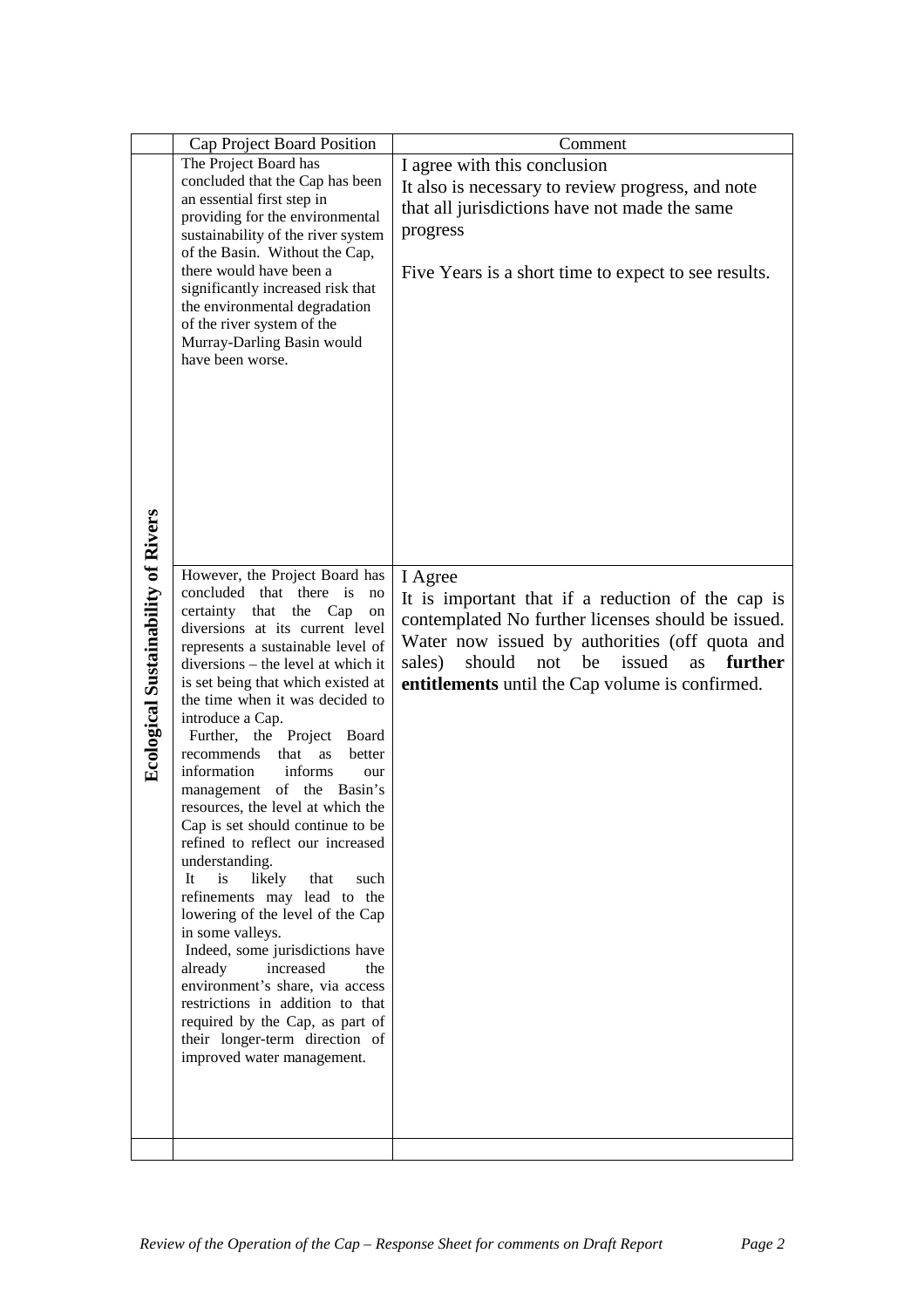| | Cap Project Board Position | Comment |
|---|---|---|
| Ecological Sustainability of Rivers | The Project Board has concluded that the Cap has been an essential first step in providing for the environmental sustainability of the river system of the Basin. Without the Cap, there would have been a significantly increased risk that the environmental degradation of the river system of the Murray-Darling Basin would have been worse. | I agree with this conclusion<br>It also is necessary to review progress, and note that all jurisdictions have not made the same progress<br><br>Five Years is a short time to expect to see results. |
| | However, the Project Board has concluded that there is no certainty that the Cap on diversions at its current level represents a sustainable level of diversions – the level at which it is set being that which existed at the time when it was decided to introduce a Cap.<br>Further, the Project Board recommends that as better information informs our management of the Basin's resources, the level at which the Cap is set should continue to be refined to reflect our increased understanding.<br>It is likely that such refinements may lead to the lowering of the level of the Cap in some valleys.<br>Indeed, some jurisdictions have already increased the environment's share, via access restrictions in addition to that required by the Cap, as part of their longer-term direction of improved water management. | I Agree<br>It is important that if a reduction of the cap is contemplated No further licenses should be issued. Water now issued by authorities (off quota and sales) should not be issued as **further entitlements** until the Cap volume is confirmed. |
| | | |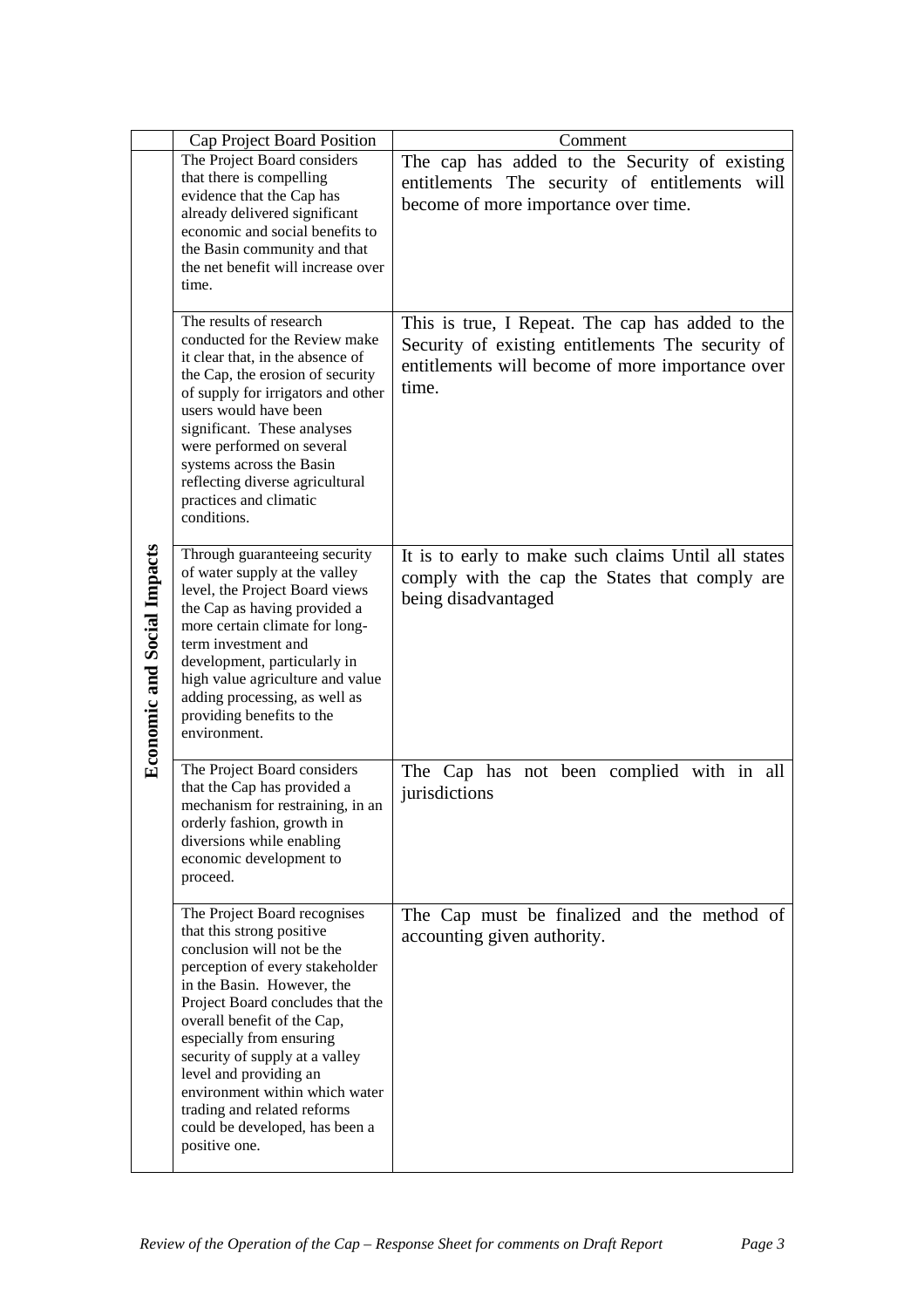| | Cap Project Board Position | Comment |
|---|---|---|
| **Economic and Social Impacts** | The Project Board considers that there is compelling evidence that the Cap has already delivered significant economic and social benefits to the Basin community and that the net benefit will increase over time. | The cap has added to the Security of existing entitlements The security of entitlements will become of more importance over time. |
| | The results of research conducted for the Review make it clear that, in the absence of the Cap, the erosion of security of supply for irrigators and other users would have been significant. These analyses were performed on several systems across the Basin reflecting diverse agricultural practices and climatic conditions. | This is true, I Repeat. The cap has added to the Security of existing entitlements The security of entitlements will become of more importance over time. |
| | Through guaranteeing security of water supply at the valley level, the Project Board views the Cap as having provided a more certain climate for long-term investment and development, particularly in high value agriculture and value adding processing, as well as providing benefits to the environment. | It is to early to make such claims Until all states comply with the cap the States that comply are being disadvantaged |
| | The Project Board considers that the Cap has provided a mechanism for restraining, in an orderly fashion, growth in diversions while enabling economic development to proceed. | The Cap has not been complied with in all jurisdictions |
| | The Project Board recognises that this strong positive conclusion will not be the perception of every stakeholder in the Basin. However, the Project Board concludes that the overall benefit of the Cap, especially from ensuring security of supply at a valley level and providing an environment within which water trading and related reforms could be developed, has been a positive one. | The Cap must be finalized and the method of accounting given authority. |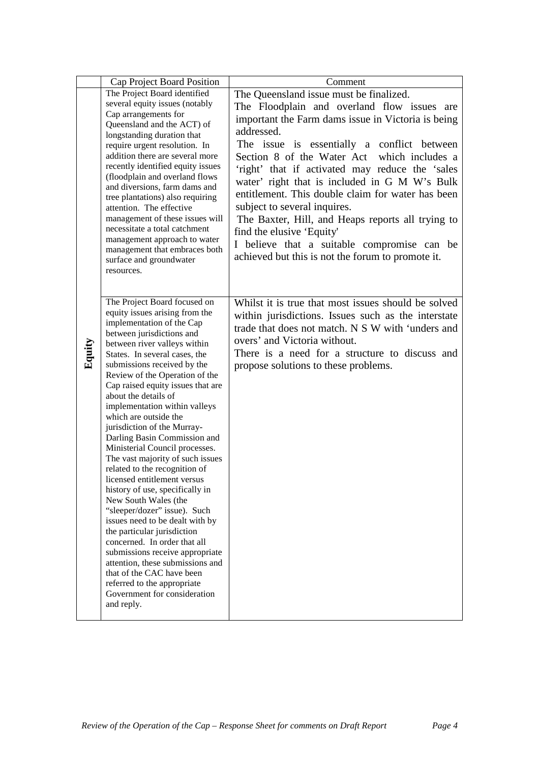| | Cap Project Board Position | Comment |
|---|---|---|
| **Equity** | The Project Board identified several equity issues (notably Cap arrangements for Queensland and the ACT) of longstanding duration that require urgent resolution. In addition there are several more recently identified equity issues (floodplain and overland flows and diversions, farm dams and tree plantations) also requiring attention. The effective management of these issues will necessitate a total catchment management approach to water management that embraces both surface and groundwater resources. | The Queensland issue must be finalized.<br>The Floodplain and overland flow issues are important the Farm dams issue in Victoria is being addressed.<br>The issue is essentially a conflict between Section 8 of the Water Act which includes a 'right' that if activated may reduce the 'sales water' right that is included in G M W's Bulk entitlement. This double claim for water has been subject to several inquires.<br>The Baxter, Hill, and Heaps reports all trying to find the elusive 'Equity'<br>I believe that a suitable compromise can be achieved but this is not the forum to promote it. |
| | The Project Board focused on equity issues arising from the implementation of the Cap between jurisdictions and between river valleys within States. In several cases, the submissions received by the Review of the Operation of the Cap raised equity issues that are about the details of implementation within valleys which are outside the jurisdiction of the Murray-Darling Basin Commission and Ministerial Council processes. The vast majority of such issues related to the recognition of licensed entitlement versus history of use, specifically in New South Wales (the "sleeper/dozer" issue). Such issues need to be dealt with by the particular jurisdiction concerned. In order that all submissions receive appropriate attention, these submissions and that of the CAC have been referred to the appropriate Government for consideration and reply. | Whilst it is true that most issues should be solved within jurisdictions. Issues such as the interstate trade that does not match. N S W with 'unders and overs' and Victoria without.<br>There is a need for a structure to discuss and propose solutions to these problems. |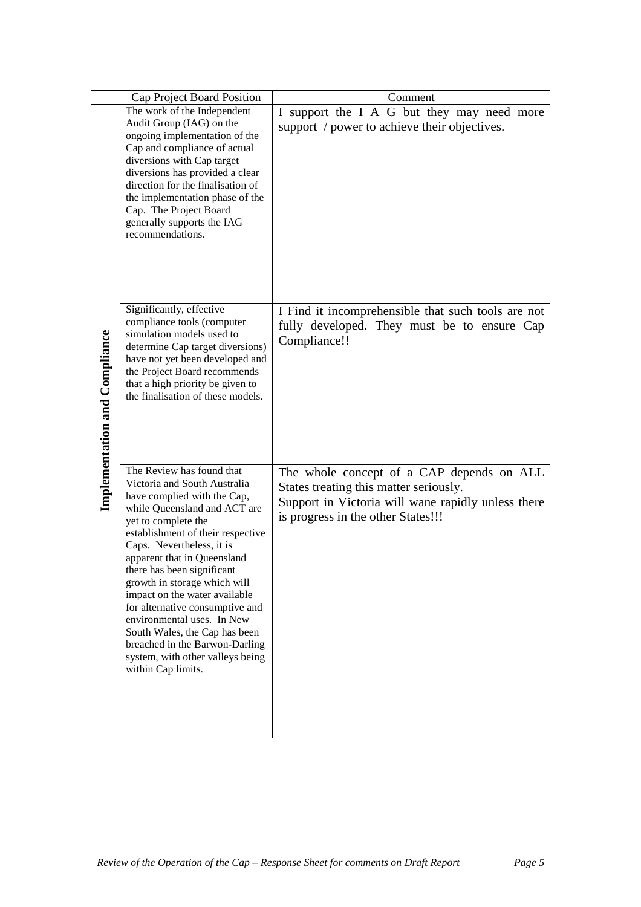|  | Cap Project Board Position | Comment |
|---|---|---|
| **Implementation and Compliance** | The work of the Independent Audit Group (IAG) on the ongoing implementation of the Cap and compliance of actual diversions with Cap target diversions has provided a clear direction for the finalisation of the implementation phase of the Cap. The Project Board generally supports the IAG recommendations. | I support the I A G but they may need more support / power to achieve their objectives. |
|  | Significantly, effective compliance tools (computer simulation models used to determine Cap target diversions) have not yet been developed and the Project Board recommends that a high priority be given to the finalisation of these models. | I Find it incomprehensible that such tools are not fully developed. They must be to ensure Cap Compliance!! |
|  | The Review has found that Victoria and South Australia have complied with the Cap, while Queensland and ACT are yet to complete the establishment of their respective Caps. Nevertheless, it is apparent that in Queensland there has been significant growth in storage which will impact on the water available for alternative consumptive and environmental uses. In New South Wales, the Cap has been breached in the Barwon-Darling system, with other valleys being within Cap limits. | The whole concept of a CAP depends on ALL States treating this matter seriously.<br>Support in Victoria will wane rapidly unless there is progress in the other States!!! |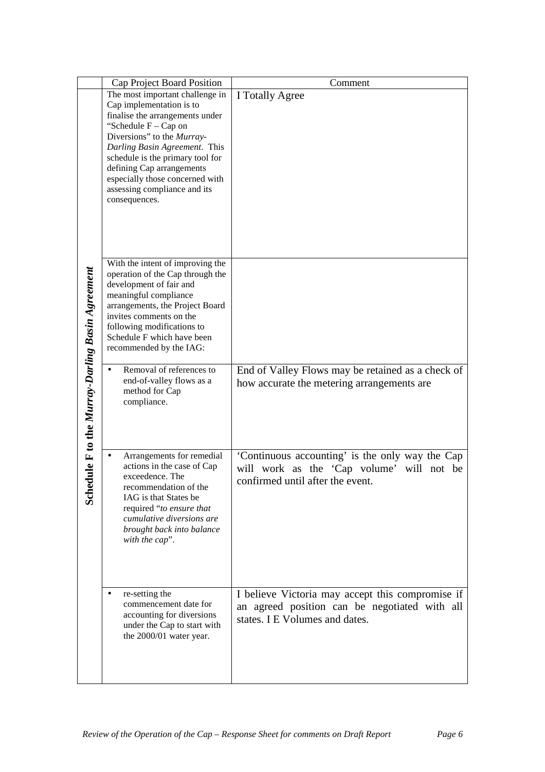| | Cap Project Board Position | Comment |
|---|---|---|
| ***Schedule F to the Murray-Darling Basin Agreement*** | The most important challenge in Cap implementation is to finalise the arrangements under "Schedule F – Cap on Diversions" to the *Murray-Darling Basin Agreement*. This schedule is the primary tool for defining Cap arrangements especially those concerned with assessing compliance and its consequences. | I Totally Agree |
| | With the intent of improving the operation of the Cap through the development of fair and meaningful compliance arrangements, the Project Board invites comments on the following modifications to Schedule F which have been recommended by the IAG: | |
| | • Removal of references to end-of-valley flows as a method for Cap compliance. | End of Valley Flows may be retained as a check of how accurate the metering arrangements are |
| | • Arrangements for remedial actions in the case of Cap exceedence. The recommendation of the IAG is that States be required "*to ensure that cumulative diversions are brought back into balance with the cap*". | 'Continuous accounting' is the only way the Cap will work as the 'Cap volume' will not be confirmed until after the event. |
| | • re-setting the commencement date for accounting for diversions under the Cap to start with the 2000/01 water year. | I believe Victoria may accept this compromise if an agreed position can be negotiated with all states. I E Volumes and dates. |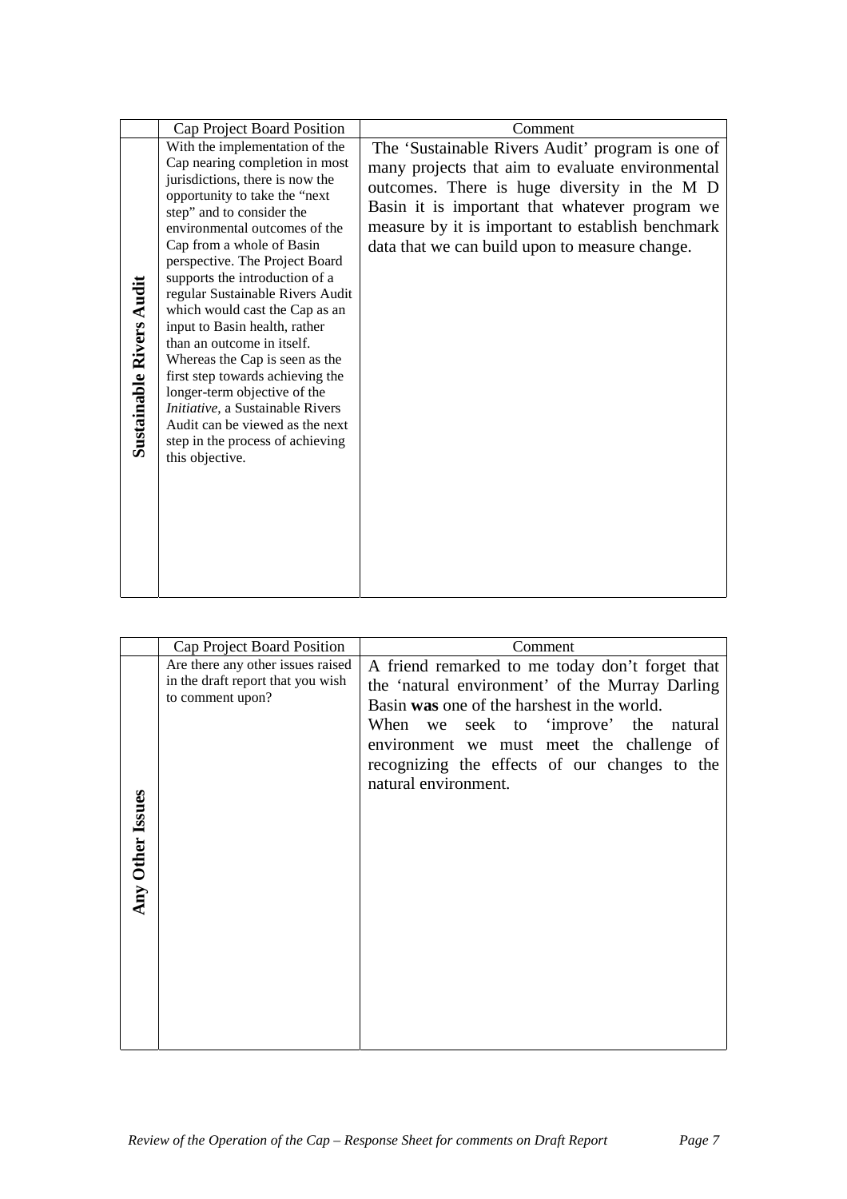| | Cap Project Board Position | Comment |
|---|---|---|
| **Sustainable Rivers Audit** | With the implementation of the Cap nearing completion in most jurisdictions, there is now the opportunity to take the "next step" and to consider the environmental outcomes of the Cap from a whole of Basin perspective. The Project Board supports the introduction of a regular Sustainable Rivers Audit which would cast the Cap as an input to Basin health, rather than an outcome in itself. Whereas the Cap is seen as the first step towards achieving the longer-term objective of the *Initiative*, a Sustainable Rivers Audit can be viewed as the next step in the process of achieving this objective. | The 'Sustainable Rivers Audit' program is one of many projects that aim to evaluate environmental outcomes. There is huge diversity in the M D Basin it is important that whatever program we measure by it is important to establish benchmark data that we can build upon to measure change. |

| | Cap Project Board Position | Comment |
|---|---|---|
| **Any Other Issues** | Are there any other issues raised in the draft report that you wish to comment upon? | A friend remarked to me today don't forget that the 'natural environment' of the Murray Darling Basin **was** one of the harshest in the world.<br>When we seek to 'improve' the natural environment we must meet the challenge of recognizing the effects of our changes to the natural environment. |